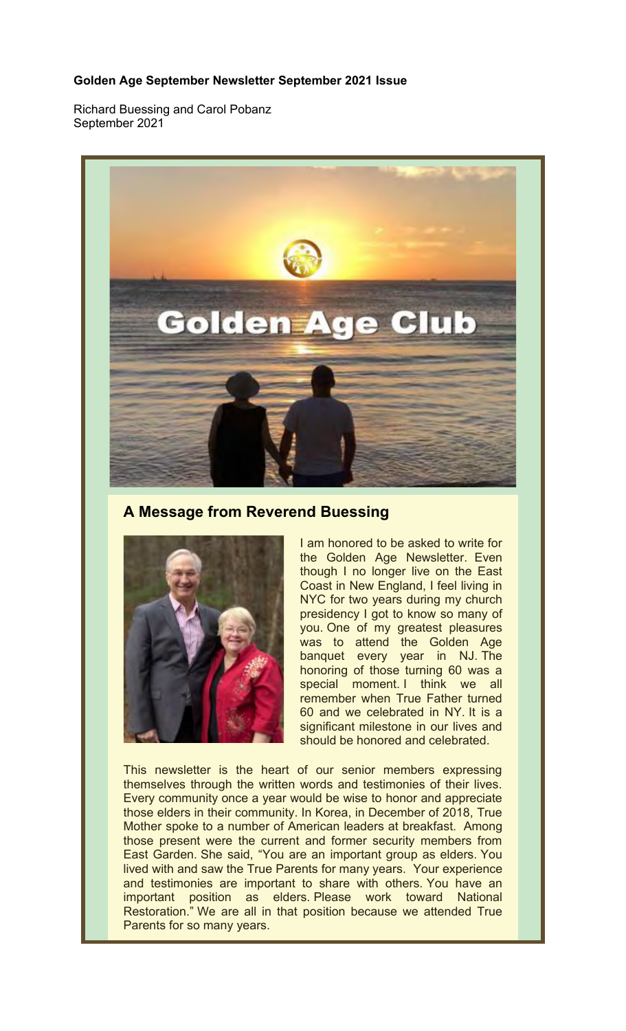**Golden Age September Newsletter September 2021 Issue**

Richard Buessing and Carol Pobanz
September 2021

Golden Age Club

## A Message from Reverend Buessing

I am honored to be asked to write for the Golden Age Newsletter. Even though I no longer live on the East Coast in New England, I feel living in NYC for two years during my church presidency I got to know so many of you. One of my greatest pleasures was to attend the Golden Age banquet every year in NJ. The honoring of those turning 60 was a special moment. I think we all remember when True Father turned 60 and we celebrated in NY. It is a significant milestone in our lives and should be honored and celebrated.

This newsletter is the heart of our senior members expressing themselves through the written words and testimonies of their lives. Every community once a year would be wise to honor and appreciate those elders in their community. In Korea, in December of 2018, True Mother spoke to a number of American leaders at breakfast. Among those present were the current and former security members from East Garden. She said, "You are an important group as elders. You lived with and saw the True Parents for many years. Your experience and testimonies are important to share with others. You have an important position as elders. Please work toward National Restoration." We are all in that position because we attended True Parents for so many years.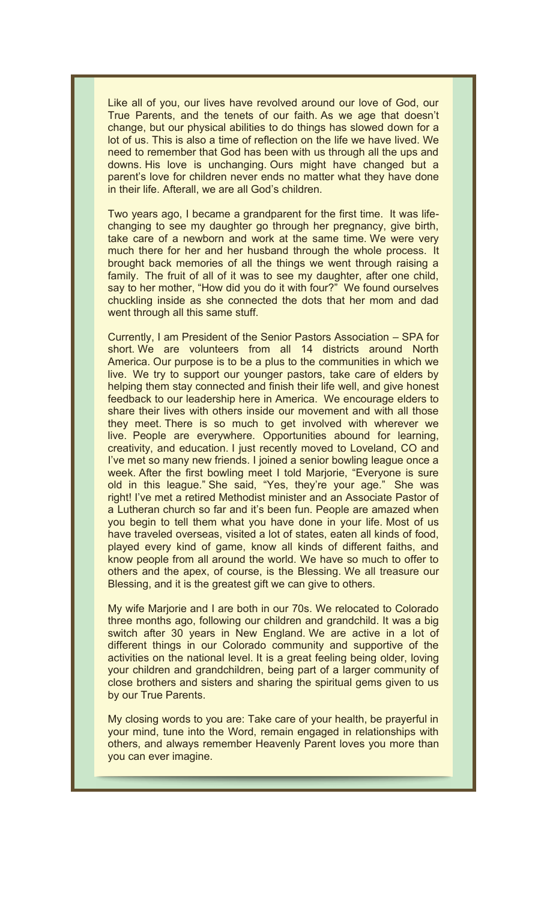Like all of you, our lives have revolved around our love of God, our True Parents, and the tenets of our faith. As we age that doesn't change, but our physical abilities to do things has slowed down for a lot of us. This is also a time of reflection on the life we have lived. We need to remember that God has been with us through all the ups and downs. His love is unchanging. Ours might have changed but a parent's love for children never ends no matter what they have done in their life. Afterall, we are all God's children.

Two years ago, I became a grandparent for the first time. It was life-changing to see my daughter go through her pregnancy, give birth, take care of a newborn and work at the same time. We were very much there for her and her husband through the whole process. It brought back memories of all the things we went through raising a family. The fruit of all of it was to see my daughter, after one child, say to her mother, "How did you do it with four?" We found ourselves chuckling inside as she connected the dots that her mom and dad went through all this same stuff.

Currently, I am President of the Senior Pastors Association – SPA for short. We are volunteers from all 14 districts around North America. Our purpose is to be a plus to the communities in which we live. We try to support our younger pastors, take care of elders by helping them stay connected and finish their life well, and give honest feedback to our leadership here in America. We encourage elders to share their lives with others inside our movement and with all those they meet. There is so much to get involved with wherever we live. People are everywhere. Opportunities abound for learning, creativity, and education. I just recently moved to Loveland, CO and I've met so many new friends. I joined a senior bowling league once a week. After the first bowling meet I told Marjorie, "Everyone is sure old in this league." She said, "Yes, they're your age." She was right! I've met a retired Methodist minister and an Associate Pastor of a Lutheran church so far and it's been fun. People are amazed when you begin to tell them what you have done in your life. Most of us have traveled overseas, visited a lot of states, eaten all kinds of food, played every kind of game, know all kinds of different faiths, and know people from all around the world. We have so much to offer to others and the apex, of course, is the Blessing. We all treasure our Blessing, and it is the greatest gift we can give to others.

My wife Marjorie and I are both in our 70s. We relocated to Colorado three months ago, following our children and grandchild. It was a big switch after 30 years in New England. We are active in a lot of different things in our Colorado community and supportive of the activities on the national level. It is a great feeling being older, loving your children and grandchildren, being part of a larger community of close brothers and sisters and sharing the spiritual gems given to us by our True Parents.

My closing words to you are: Take care of your health, be prayerful in your mind, tune into the Word, remain engaged in relationships with others, and always remember Heavenly Parent loves you more than you can ever imagine.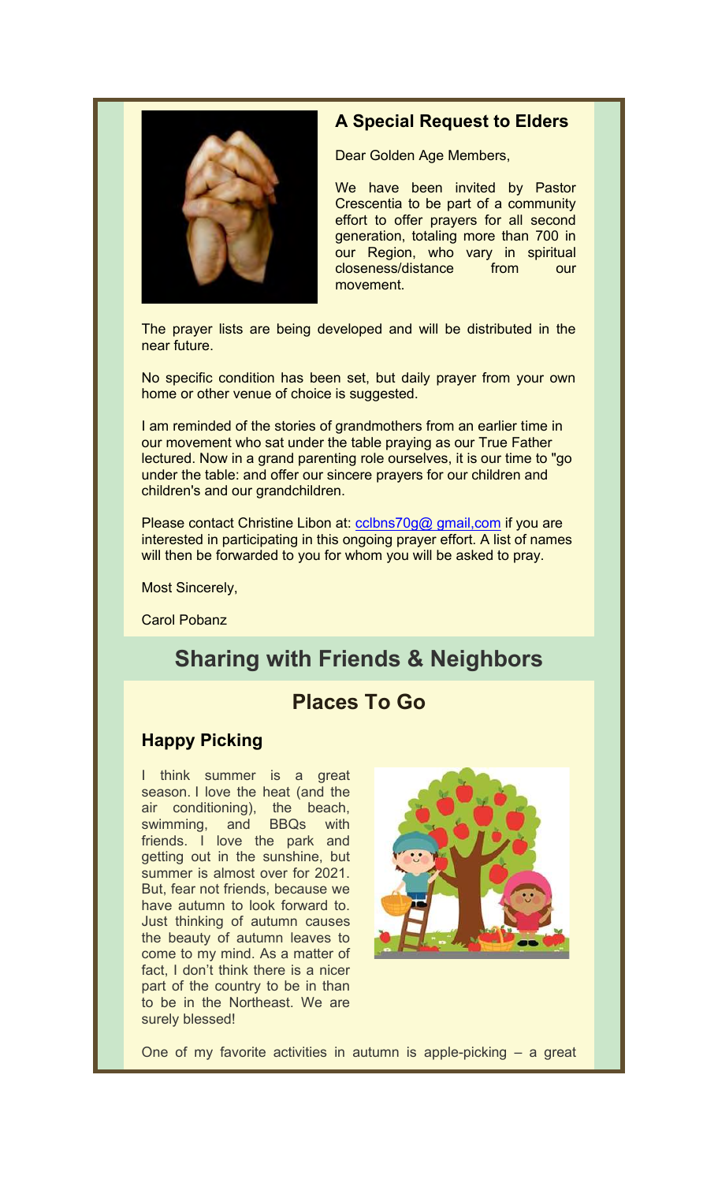### A Special Request to Elders

Dear Golden Age Members,

We have been invited by Pastor Crescentia to be part of a community effort to offer prayers for all second generation, totaling more than 700 in our Region, who vary in spiritual closeness/distance from our movement.

The prayer lists are being developed and will be distributed in the near future.

No specific condition has been set, but daily prayer from your own home or other venue of choice is suggested.

I am reminded of the stories of grandmothers from an earlier time in our movement who sat under the table praying as our True Father lectured. Now in a grand parenting role ourselves, it is our time to "go under the table: and offer our sincere prayers for our children and children's and our grandchildren.

Please contact Christine Libon at: cclbns70g@ gmail,com if you are interested in participating in this ongoing prayer effort. A list of names will then be forwarded to you for whom you will be asked to pray.

Most Sincerely,

Carol Pobanz

## Sharing with Friends & Neighbors

## Places To Go

### Happy Picking

I think summer is a great season. I love the heat (and the air conditioning), the beach, swimming, and BBQs with friends. I love the park and getting out in the sunshine, but summer is almost over for 2021. But, fear not friends, because we have autumn to look forward to. Just thinking of autumn causes the beauty of autumn leaves to come to my mind. As a matter of fact, I don't think there is a nicer part of the country to be in than to be in the Northeast. We are surely blessed!

One of my favorite activities in autumn is apple-picking – a great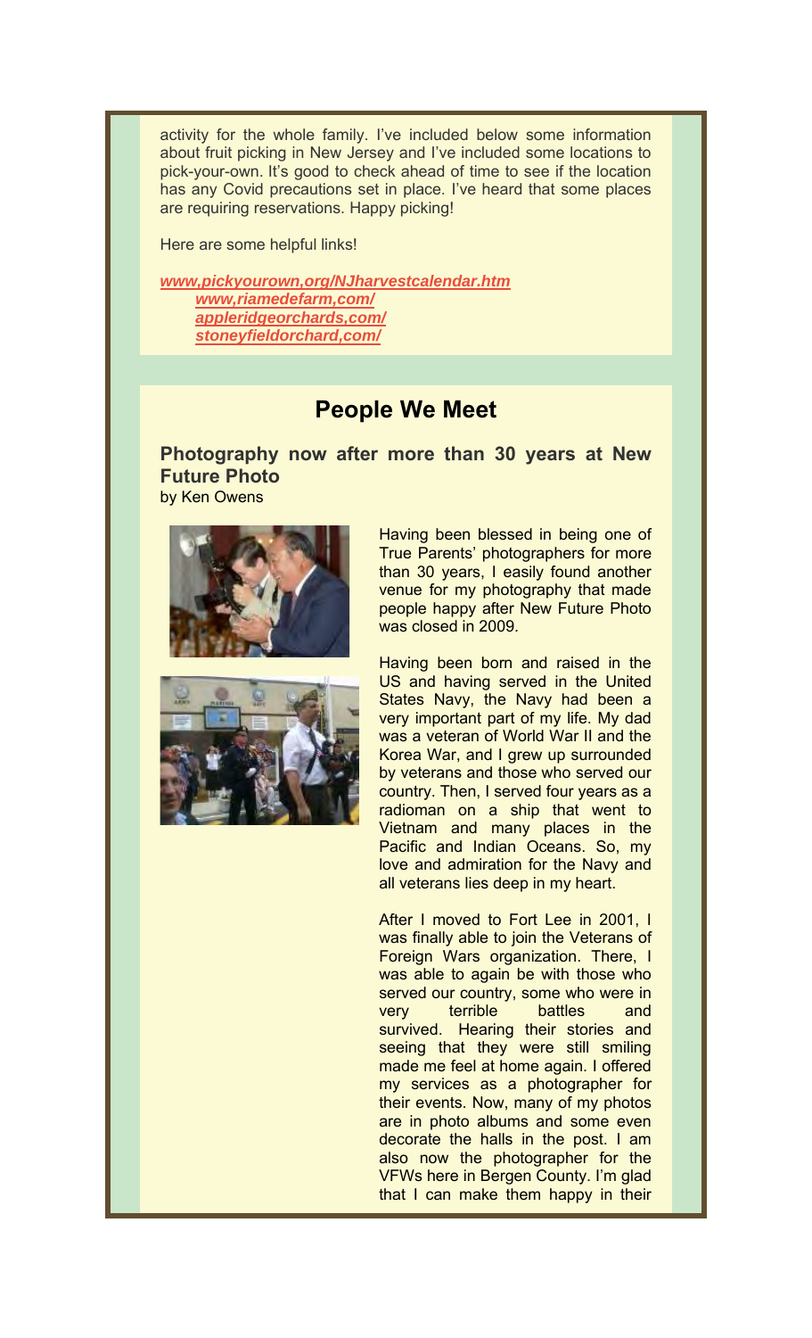activity for the whole family. I've included below some information about fruit picking in New Jersey and I've included some locations to pick-your-own. It's good to check ahead of time to see if the location has any Covid precautions set in place. I've heard that some places are requiring reservations. Happy picking!

Here are some helpful links!

*www,pickyourown,org/NJharvestcalendar.htm*
*www,riamedefarm,com/*
*appleridgeorchards,com/*
*stoneyfieldorchard,com/*

## People We Meet

### Photography now after more than 30 years at New Future Photo

by Ken Owens

Having been blessed in being one of True Parents' photographers for more than 30 years, I easily found another venue for my photography that made people happy after New Future Photo was closed in 2009.

Having been born and raised in the US and having served in the United States Navy, the Navy had been a very important part of my life. My dad was a veteran of World War II and the Korea War, and I grew up surrounded by veterans and those who served our country. Then, I served four years as a radioman on a ship that went to Vietnam and many places in the Pacific and Indian Oceans. So, my love and admiration for the Navy and all veterans lies deep in my heart.

After I moved to Fort Lee in 2001, I was finally able to join the Veterans of Foreign Wars organization. There, I was able to again be with those who served our country, some who were in very terrible battles and survived. Hearing their stories and seeing that they were still smiling made me feel at home again. I offered my services as a photographer for their events. Now, many of my photos are in photo albums and some even decorate the halls in the post. I am also now the photographer for the VFWs here in Bergen County. I'm glad that I can make them happy in their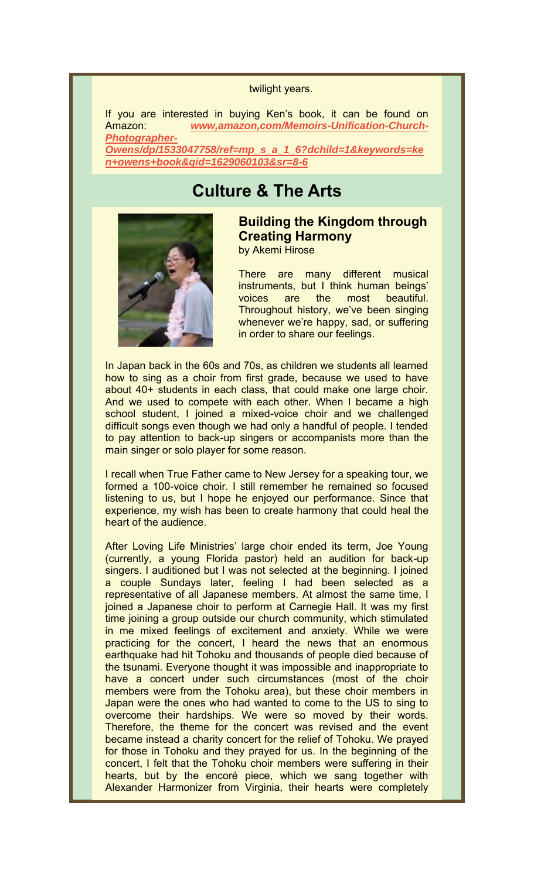twilight years.

If you are interested in buying Ken's book, it can be found on Amazon: ***www,amazon,com/Memoirs-Unification-Church-Photographer-Owens/dp/1533047758/ref=mp_s_a_1_6?dchild=1&keywords=ken+owens+book&qid=1629060103&sr=8-6***

## Culture & The Arts

### Building the Kingdom through Creating Harmony

by Akemi Hirose

There are many different musical instruments, but I think human beings' voices are the most beautiful. Throughout history, we've been singing whenever we're happy, sad, or suffering in order to share our feelings.

In Japan back in the 60s and 70s, as children we students all learned how to sing as a choir from first grade, because we used to have about 40+ students in each class, that could make one large choir. And we used to compete with each other. When I became a high school student, I joined a mixed-voice choir and we challenged difficult songs even though we had only a handful of people. I tended to pay attention to back-up singers or accompanists more than the main singer or solo player for some reason.

I recall when True Father came to New Jersey for a speaking tour, we formed a 100-voice choir. I still remember he remained so focused listening to us, but I hope he enjoyed our performance. Since that experience, my wish has been to create harmony that could heal the heart of the audience.

After Loving Life Ministries' large choir ended its term, Joe Young (currently, a young Florida pastor) held an audition for back-up singers. I auditioned but I was not selected at the beginning. I joined a couple Sundays later, feeling I had been selected as a representative of all Japanese members. At almost the same time, I joined a Japanese choir to perform at Carnegie Hall. It was my first time joining a group outside our church community, which stimulated in me mixed feelings of excitement and anxiety. While we were practicing for the concert, I heard the news that an enormous earthquake had hit Tohoku and thousands of people died because of the tsunami. Everyone thought it was impossible and inappropriate to have a concert under such circumstances (most of the choir members were from the Tohoku area), but these choir members in Japan were the ones who had wanted to come to the US to sing to overcome their hardships. We were so moved by their words. Therefore, the theme for the concert was revised and the event became instead a charity concert for the relief of Tohoku. We prayed for those in Tohoku and they prayed for us. In the beginning of the concert, I felt that the Tohoku choir members were suffering in their hearts, but by the encoré piece, which we sang together with Alexander Harmonizer from Virginia, their hearts were completely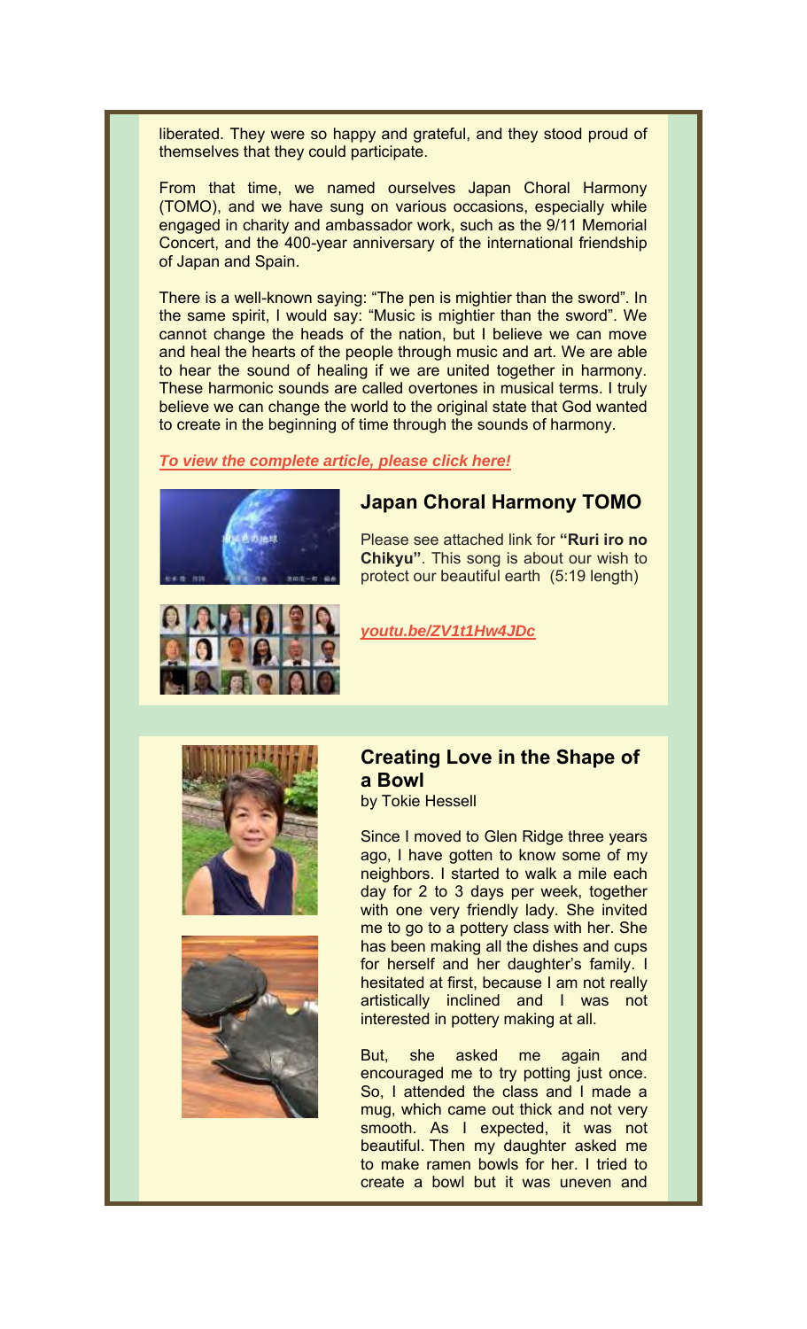liberated. They were so happy and grateful, and they stood proud of themselves that they could participate.

From that time, we named ourselves Japan Choral Harmony (TOMO), and we have sung on various occasions, especially while engaged in charity and ambassador work, such as the 9/11 Memorial Concert, and the 400-year anniversary of the international friendship of Japan and Spain.

There is a well-known saying: "The pen is mightier than the sword". In the same spirit, I would say: "Music is mightier than the sword". We cannot change the heads of the nation, but I believe we can move and heal the hearts of the people through music and art. We are able to hear the sound of healing if we are united together in harmony. These harmonic sounds are called overtones in musical terms. I truly believe we can change the world to the original state that God wanted to create in the beginning of time through the sounds of harmony.

***To view the complete article, please click here!***

## Japan Choral Harmony TOMO

Please see attached link for **"Ruri iro no Chikyu"**. This song is about our wish to protect our beautiful earth (5:19 length)

***youtu.be/ZV1t1Hw4JDc***

## Creating Love in the Shape of a Bowl

by Tokie Hessell

Since I moved to Glen Ridge three years ago, I have gotten to know some of my neighbors. I started to walk a mile each day for 2 to 3 days per week, together with one very friendly lady. She invited me to go to a pottery class with her. She has been making all the dishes and cups for herself and her daughter's family. I hesitated at first, because I am not really artistically inclined and I was not interested in pottery making at all.

But, she asked me again and encouraged me to try potting just once. So, I attended the class and I made a mug, which came out thick and not very smooth. As I expected, it was not beautiful. Then my daughter asked me to make ramen bowls for her. I tried to create a bowl but it was uneven and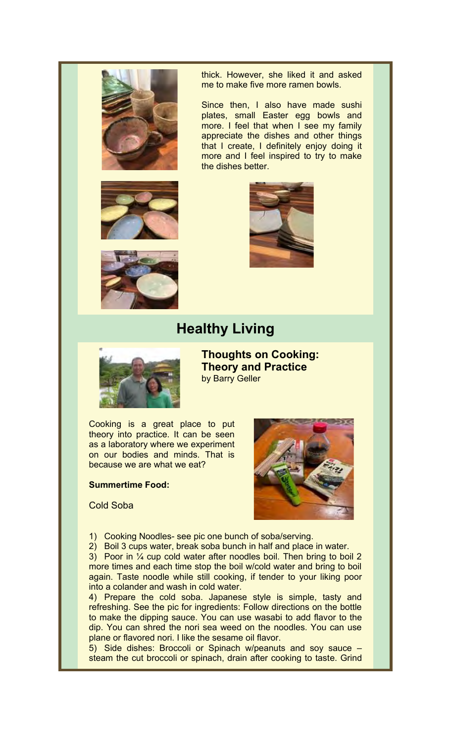thick. However, she liked it and asked me to make five more ramen bowls.

Since then, I also have made sushi plates, small Easter egg bowls and more. I feel that when I see my family appreciate the dishes and other things that I create, I definitely enjoy doing it more and I feel inspired to try to make the dishes better.

## Healthy Living

### Thoughts on Cooking: Theory and Practice

by Barry Geller

Cooking is a great place to put theory into practice. It can be seen as a laboratory where we experiment on our bodies and minds. That is because we are what we eat?

**Summertime Food:**

Cold Soba

1) Cooking Noodles- see pic one bunch of soba/serving.
2) Boil 3 cups water, break soba bunch in half and place in water.
3) Poor in ¼ cup cold water after noodles boil. Then bring to boil 2 more times and each time stop the boil w/cold water and bring to boil again. Taste noodle while still cooking, if tender to your liking poor into a colander and wash in cold water.
4) Prepare the cold soba. Japanese style is simple, tasty and refreshing. See the pic for ingredients: Follow directions on the bottle to make the dipping sauce. You can use wasabi to add flavor to the dip. You can shred the nori sea weed on the noodles. You can use plane or flavored nori. I like the sesame oil flavor.
5) Side dishes: Broccoli or Spinach w/peanuts and soy sauce – steam the cut broccoli or spinach, drain after cooking to taste. Grind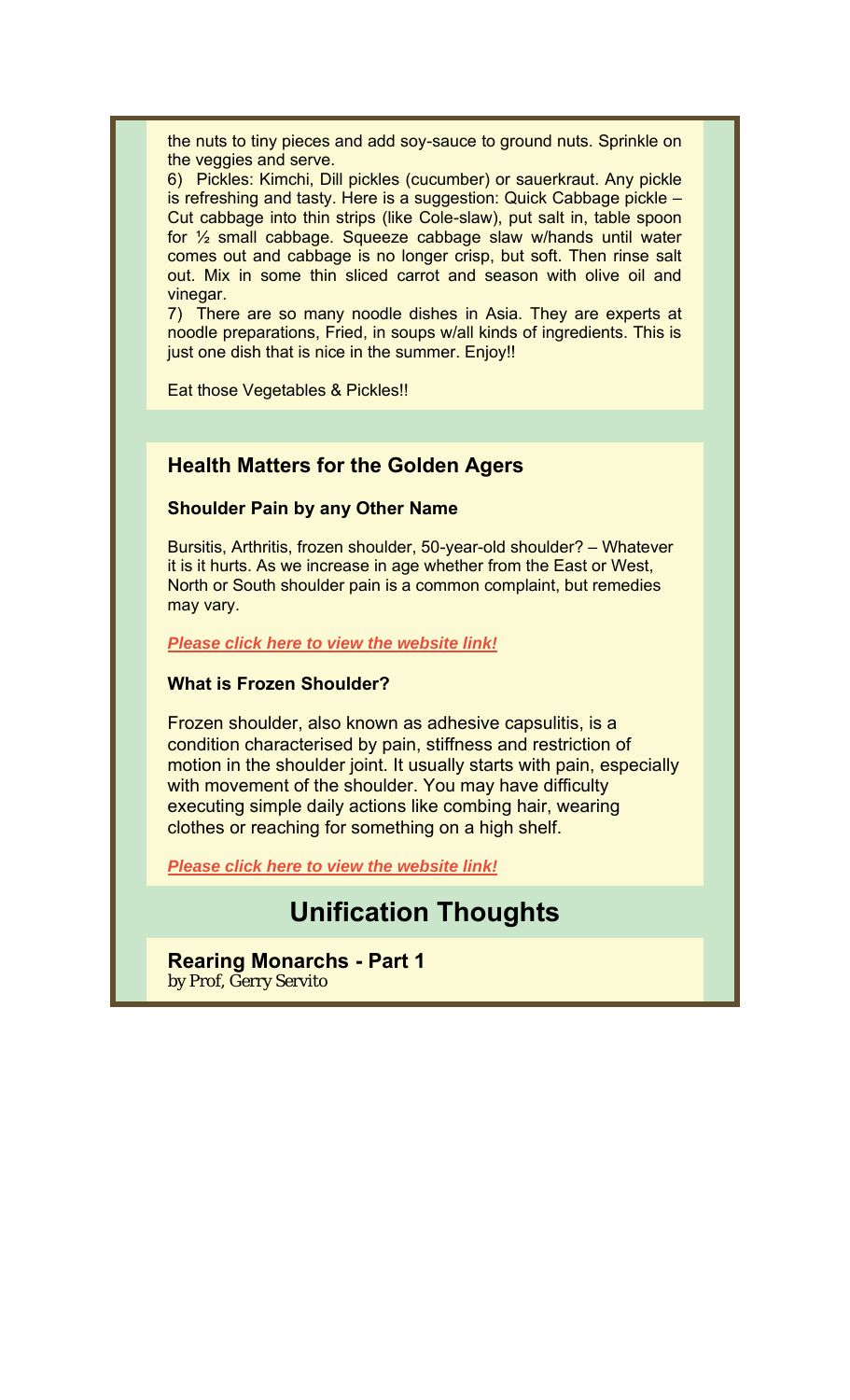the nuts to tiny pieces and add soy-sauce to ground nuts. Sprinkle on the veggies and serve.

6) Pickles: Kimchi, Dill pickles (cucumber) or sauerkraut. Any pickle is refreshing and tasty. Here is a suggestion: Quick Cabbage pickle – Cut cabbage into thin strips (like Cole-slaw), put salt in, table spoon for ½ small cabbage. Squeeze cabbage slaw w/hands until water comes out and cabbage is no longer crisp, but soft. Then rinse salt out. Mix in some thin sliced carrot and season with olive oil and vinegar.

7) There are so many noodle dishes in Asia. They are experts at noodle preparations, Fried, in soups w/all kinds of ingredients. This is just one dish that is nice in the summer. Enjoy!!

Eat those Vegetables & Pickles!!

## Health Matters for the Golden Agers

### Shoulder Pain by any Other Name

Bursitis, Arthritis, frozen shoulder, 50-year-old shoulder? – Whatever it is it hurts. As we increase in age whether from the East or West, North or South shoulder pain is a common complaint, but remedies may vary.

***Please click here to view the website link!***

### What is Frozen Shoulder?

Frozen shoulder, also known as adhesive capsulitis, is a condition characterised by pain, stiffness and restriction of motion in the shoulder joint. It usually starts with pain, especially with movement of the shoulder. You may have difficulty executing simple daily actions like combing hair, wearing clothes or reaching for something on a high shelf.

***Please click here to view the website link!***

# Unification Thoughts

### Rearing Monarchs - Part 1

*by Prof, Gerry Servito*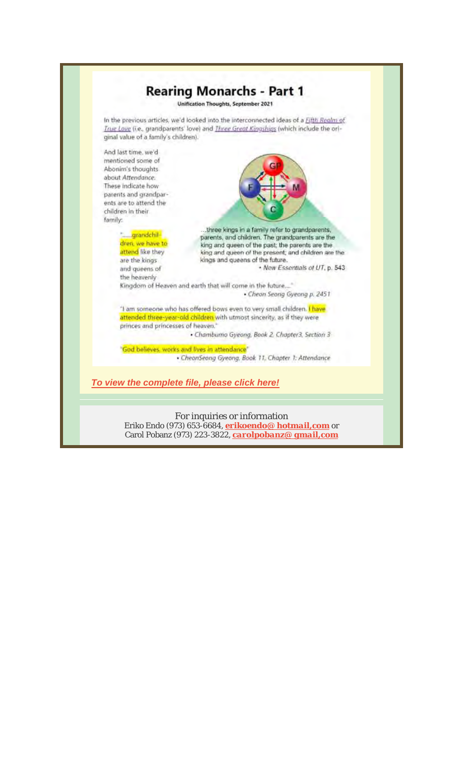# Rearing Monarchs - Part 1

**Unification Thoughts, September 2021**

In the previous articles, we'd looked into the interconnected ideas of a *Fifth Realm of True Love* (i.e., grandparents' love) and *Three Great Kingships* (which include the original value of a family's children).

And last time, we'd mentioned some of Abonim's thoughts about *Attendance*. These indicate how parents and grandparents are to attend the children in their family:

GP
F
M
C

...three kings in a family refer to grandparents, parents, and children. The grandparents are the king and queen of the past; the parents are the king and queen of the present; and children are the kings and queens of the future.

• *New Essentials of UT*, p. 543

"......grandchildren, we have to attend like they are the kings and queens of the heavenly Kingdom of Heaven and earth that will come in the future...."

• *Cheon Seong Gyeong p. 2451*

"I am someone who has offered bows even to very small children. I have attended three-year-old children with utmost sincerity, as if they were princes and princesses of heaven."

• *Chambumo Gyeong, Book 2, Chapter3, Section 3*

"God believes, works and lives in attendance"

• *CheonSeong Gyeong, Book 11, Chapter 1: Attendance*

***To view the complete file, please click here!***

For inquiries or information
Eriko Endo (973) 653-6684, **erikoendo@ hotmail,com** or
Carol Pobanz (973) 223-3822, **carolpobanz@ gmail,com**